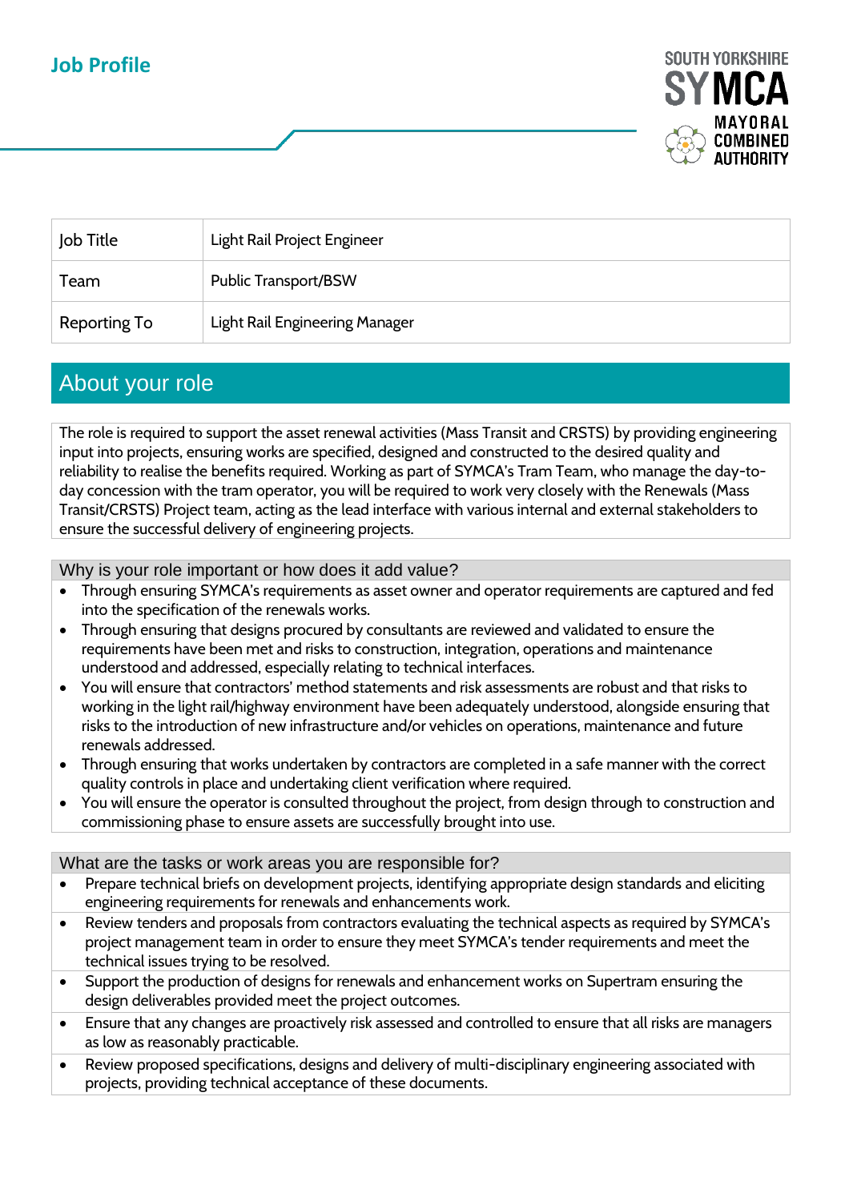# Job Profile

SOUTH YORKSHIRE SYMCA MAYORAL COMBINED AUTHORITY

| Job Title | Light Rail Project Engineer |
|---|---|
| Team | Public Transport/BSW |
| Reporting To | Light Rail Engineering Manager |

## About your role

The role is required to support the asset renewal activities (Mass Transit and CRSTS) by providing engineering input into projects, ensuring works are specified, designed and constructed to the desired quality and reliability to realise the benefits required. Working as part of SYMCA's Tram Team, who manage the day-to-day concession with the tram operator, you will be required to work very closely with the Renewals (Mass Transit/CRSTS) Project team, acting as the lead interface with various internal and external stakeholders to ensure the successful delivery of engineering projects.

### Why is your role important or how does it add value?

- Through ensuring SYMCA's requirements as asset owner and operator requirements are captured and fed into the specification of the renewals works.
- Through ensuring that designs procured by consultants are reviewed and validated to ensure the requirements have been met and risks to construction, integration, operations and maintenance understood and addressed, especially relating to technical interfaces.
- You will ensure that contractors' method statements and risk assessments are robust and that risks to working in the light rail/highway environment have been adequately understood, alongside ensuring that risks to the introduction of new infrastructure and/or vehicles on operations, maintenance and future renewals addressed.
- Through ensuring that works undertaken by contractors are completed in a safe manner with the correct quality controls in place and undertaking client verification where required.
- You will ensure the operator is consulted throughout the project, from design through to construction and commissioning phase to ensure assets are successfully brought into use.

### What are the tasks or work areas you are responsible for?

- Prepare technical briefs on development projects, identifying appropriate design standards and eliciting engineering requirements for renewals and enhancements work.
- Review tenders and proposals from contractors evaluating the technical aspects as required by SYMCA's project management team in order to ensure they meet SYMCA's tender requirements and meet the technical issues trying to be resolved.
- Support the production of designs for renewals and enhancement works on Supertram ensuring the design deliverables provided meet the project outcomes.
- Ensure that any changes are proactively risk assessed and controlled to ensure that all risks are managers as low as reasonably practicable.
- Review proposed specifications, designs and delivery of multi-disciplinary engineering associated with projects, providing technical acceptance of these documents.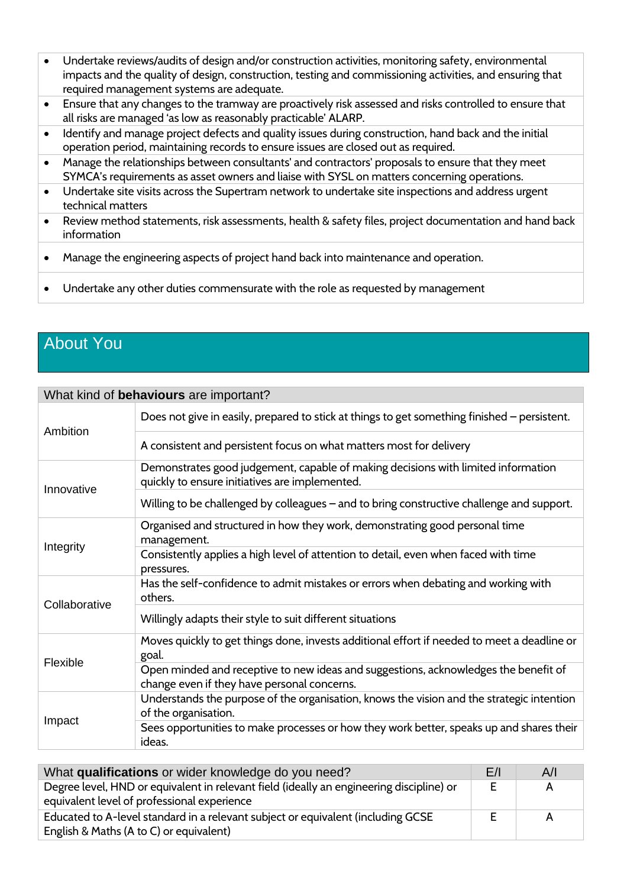- Undertake reviews/audits of design and/or construction activities, monitoring safety, environmental impacts and the quality of design, construction, testing and commissioning activities, and ensuring that required management systems are adequate.
- Ensure that any changes to the tramway are proactively risk assessed and risks controlled to ensure that all risks are managed 'as low as reasonably practicable' ALARP.
- Identify and manage project defects and quality issues during construction, hand back and the initial operation period, maintaining records to ensure issues are closed out as required.
- Manage the relationships between consultants' and contractors' proposals to ensure that they meet SYMCA's requirements as asset owners and liaise with SYSL on matters concerning operations.
- Undertake site visits across the Supertram network to undertake site inspections and address urgent technical matters
- Review method statements, risk assessments, health & safety files, project documentation and hand back information
- Manage the engineering aspects of project hand back into maintenance and operation.
- Undertake any other duties commensurate with the role as requested by management

## About You

| What kind of **behaviours** are important? | |
|---|---|
| Ambition | Does not give in easily, prepared to stick at things to get something finished – persistent. |
| | A consistent and persistent focus on what matters most for delivery |
| Innovative | Demonstrates good judgement, capable of making decisions with limited information quickly to ensure initiatives are implemented. |
| | Willing to be challenged by colleagues – and to bring constructive challenge and support. |
| Integrity | Organised and structured in how they work, demonstrating good personal time management. |
| | Consistently applies a high level of attention to detail, even when faced with time pressures. |
| Collaborative | Has the self-confidence to admit mistakes or errors when debating and working with others. |
| | Willingly adapts their style to suit different situations |
| Flexible | Moves quickly to get things done, invests additional effort if needed to meet a deadline or goal. |
| | Open minded and receptive to new ideas and suggestions, acknowledges the benefit of change even if they have personal concerns. |
| Impact | Understands the purpose of the organisation, knows the vision and the strategic intention of the organisation. |
| | Sees opportunities to make processes or how they work better, speaks up and shares their ideas. |

| What **qualifications** or wider knowledge do you need? | E/I | A/I |
|---|---|---|
| Degree level, HND or equivalent in relevant field (ideally an engineering discipline) or equivalent level of professional experience | E | A |
| Educated to A-level standard in a relevant subject or equivalent (including GCSE English & Maths (A to C) or equivalent) | E | A |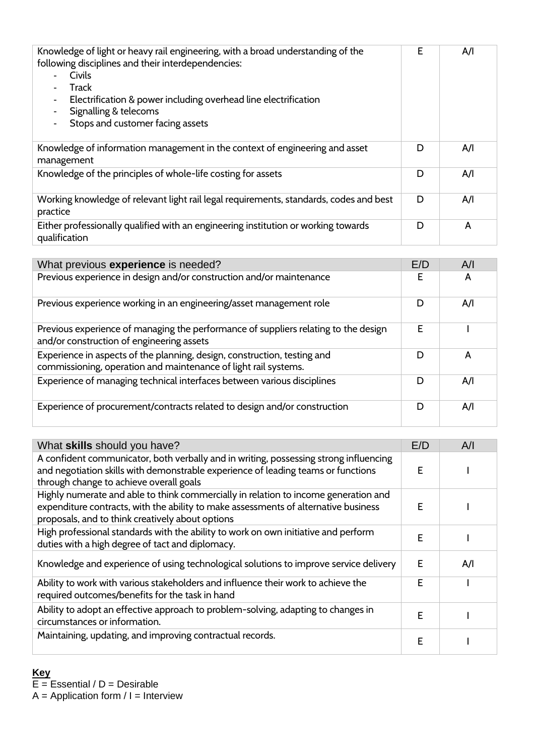| | | |
|---|---|---|
| Knowledge of light or heavy rail engineering, with a broad understanding of the following disciplines and their interdependencies:<br>- Civils<br>- Track<br>- Electrification & power including overhead line electrification<br>- Signalling & telecoms<br>- Stops and customer facing assets | E | A/I |
| Knowledge of information management in the context of engineering and asset management | D | A/I |
| Knowledge of the principles of whole-life costing for assets | D | A/I |
| Working knowledge of relevant light rail legal requirements, standards, codes and best practice | D | A/I |
| Either professionally qualified with an engineering institution or working towards qualification | D | A |

| What previous **experience** is needed? | E/D | A/I |
|---|---|---|
| Previous experience in design and/or construction and/or maintenance | E | A |
| Previous experience working in an engineering/asset management role | D | A/I |
| Previous experience of managing the performance of suppliers relating to the design and/or construction of engineering assets | E | I |
| Experience in aspects of the planning, design, construction, testing and commissioning, operation and maintenance of light rail systems. | D | A |
| Experience of managing technical interfaces between various disciplines | D | A/I |
| Experience of procurement/contracts related to design and/or construction | D | A/I |

| What **skills** should you have? | E/D | A/I |
|---|---|---|
| A confident communicator, both verbally and in writing, possessing strong influencing and negotiation skills with demonstrable experience of leading teams or functions through change to achieve overall goals | E | I |
| Highly numerate and able to think commercially in relation to income generation and expenditure contracts, with the ability to make assessments of alternative business proposals, and to think creatively about options | E | I |
| High professional standards with the ability to work on own initiative and perform duties with a high degree of tact and diplomacy. | E | I |
| Knowledge and experience of using technological solutions to improve service delivery | E | A/I |
| Ability to work with various stakeholders and influence their work to achieve the required outcomes/benefits for the task in hand | E | I |
| Ability to adopt an effective approach to problem-solving, adapting to changes in circumstances or information. | E | I |
| Maintaining, updating, and improving contractual records. | E | I |

**Key**

E = Essential / D = Desirable
A = Application form / I = Interview